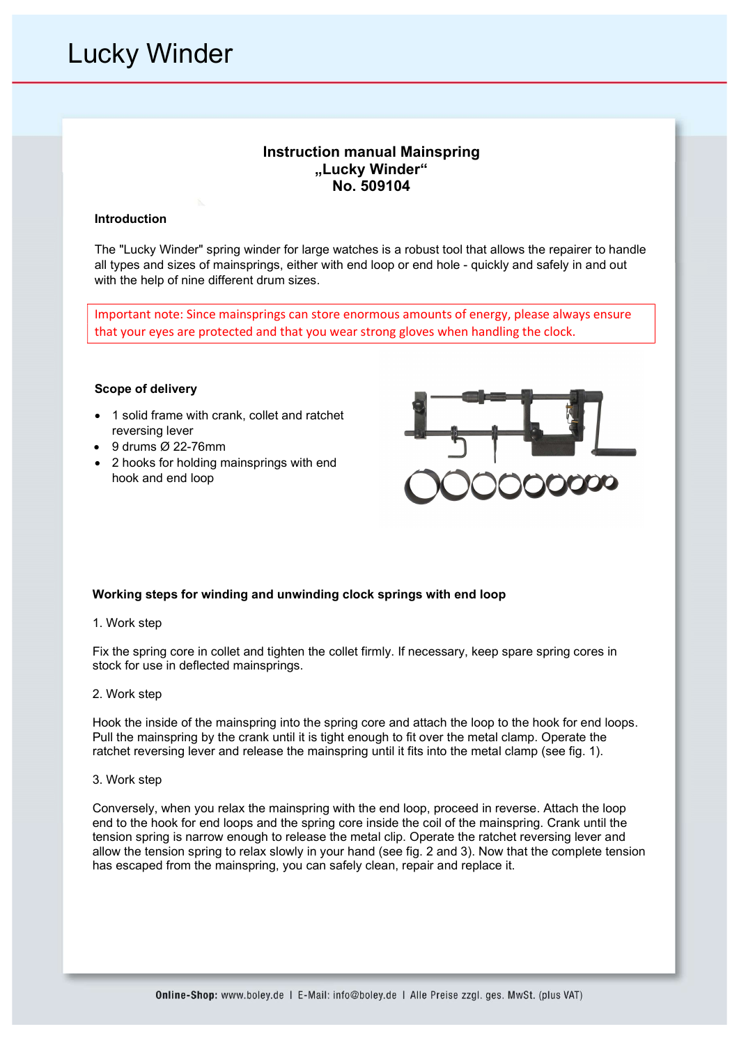# Lucky Winder

## Instruction manual Mainspring „Lucky Winder“ No. 509104

### Introduction

The "Lucky Winder" spring winder for large watches is a robust tool that allows the repairer to handle all types and sizes of mainsprings, either with end loop or end hole - quickly and safely in and out with the help of nine different drum sizes.

Important note: Since mainsprings can store enormous amounts of energy, please always ensure that your eyes are protected and that you wear strong gloves when handling the clock.

### Scope of delivery

- 1 solid frame with crank, collet and ratchet reversing lever
- 9 drums Ø 22-76mm
- 2 hooks for holding mainsprings with end hook and end loop

### Working steps for winding and unwinding clock springs with end loop

1. Work step

Fix the spring core in collet and tighten the collet firmly. If necessary, keep spare spring cores in stock for use in deflected mainsprings.

2. Work step

Hook the inside of the mainspring into the spring core and attach the loop to the hook for end loops. Pull the mainspring by the crank until it is tight enough to fit over the metal clamp. Operate the ratchet reversing lever and release the mainspring until it fits into the metal clamp (see fig. 1).

3. Work step

Conversely, when you relax the mainspring with the end loop, proceed in reverse. Attach the loop end to the hook for end loops and the spring core inside the coil of the mainspring. Crank until the tension spring is narrow enough to release the metal clip. Operate the ratchet reversing lever and allow the tension spring to relax slowly in your hand (see fig. 2 and 3). Now that the complete tension has escaped from the mainspring, you can safely clean, repair and replace it.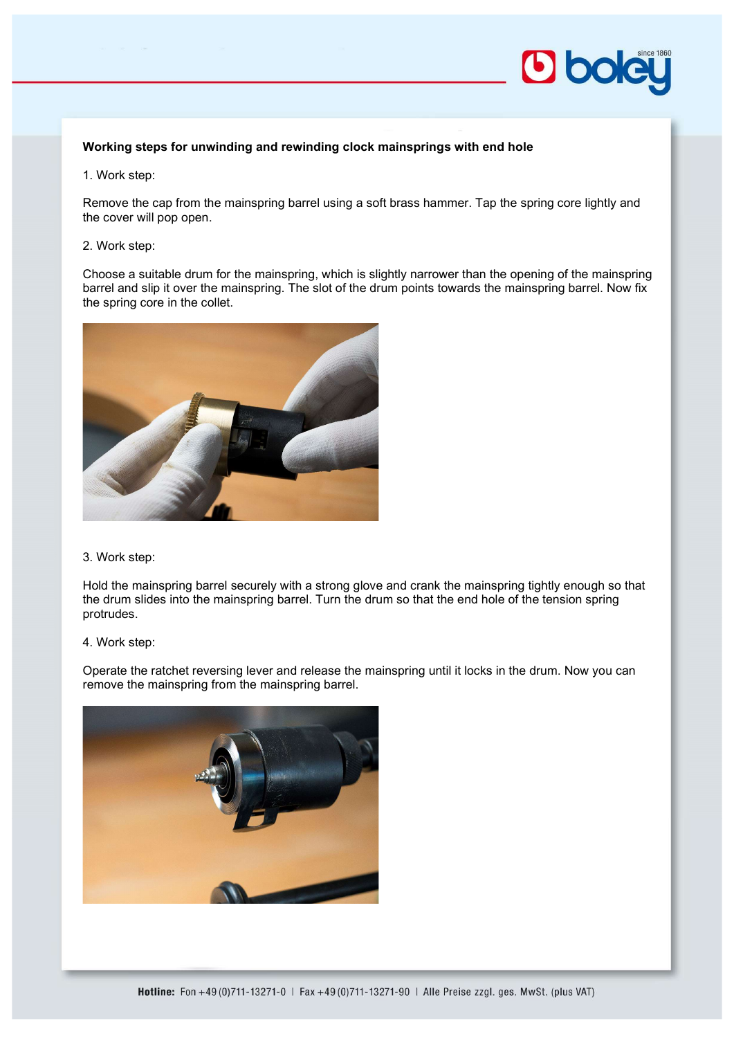**Working steps for unwinding and rewinding clock mainsprings with end hole**

1. Work step:

Remove the cap from the mainspring barrel using a soft brass hammer. Tap the spring core lightly and the cover will pop open.

2. Work step:

Choose a suitable drum for the mainspring, which is slightly narrower than the opening of the mainspring barrel and slip it over the mainspring. The slot of the drum points towards the mainspring barrel. Now fix the spring core in the collet.

3. Work step:

Hold the mainspring barrel securely with a strong glove and crank the mainspring tightly enough so that the drum slides into the mainspring barrel. Turn the drum so that the end hole of the tension spring protrudes.

4. Work step:

Operate the ratchet reversing lever and release the mainspring until it locks in the drum. Now you can remove the mainspring from the mainspring barrel.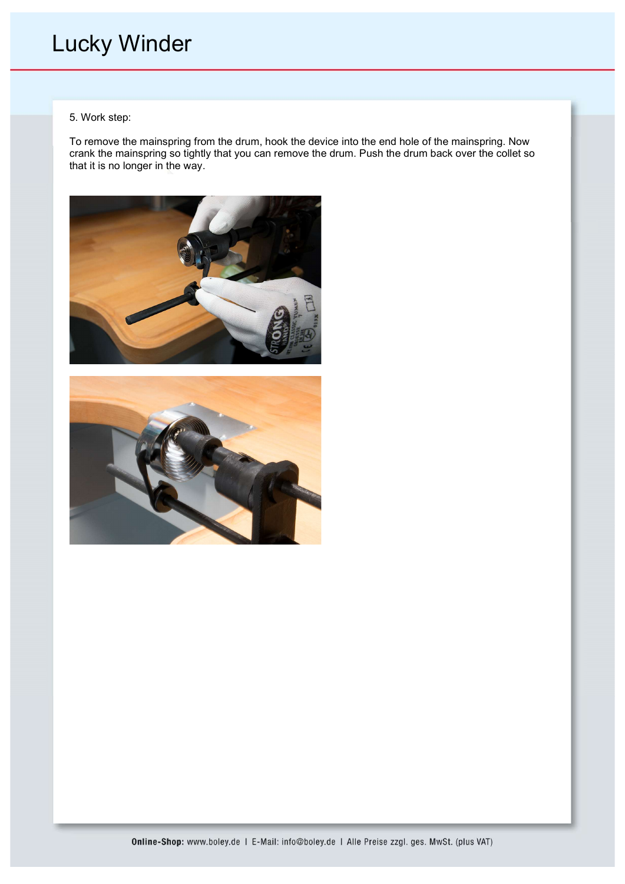# Lucky Winder

5. Work step:

To remove the mainspring from the drum, hook the device into the end hole of the mainspring. Now crank the mainspring so tightly that you can remove the drum. Push the drum back over the collet so that it is no longer in the way.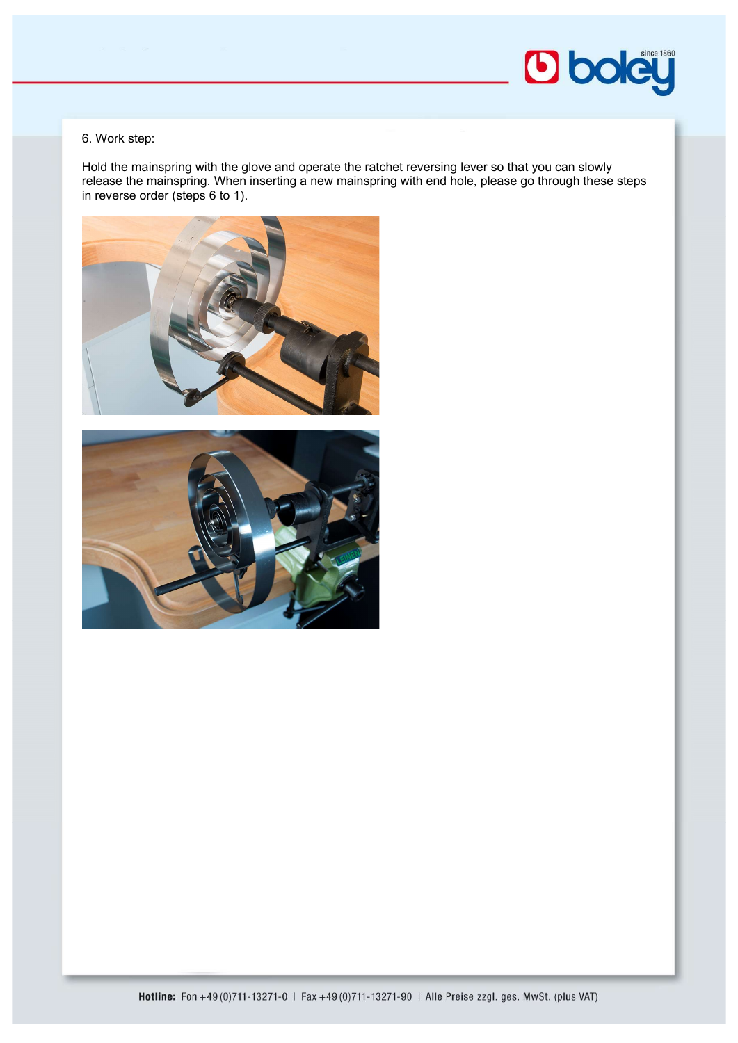6. Work step:

Hold the mainspring with the glove and operate the ratchet reversing lever so that you can slowly release the mainspring. When inserting a new mainspring with end hole, please go through these steps in reverse order (steps 6 to 1).